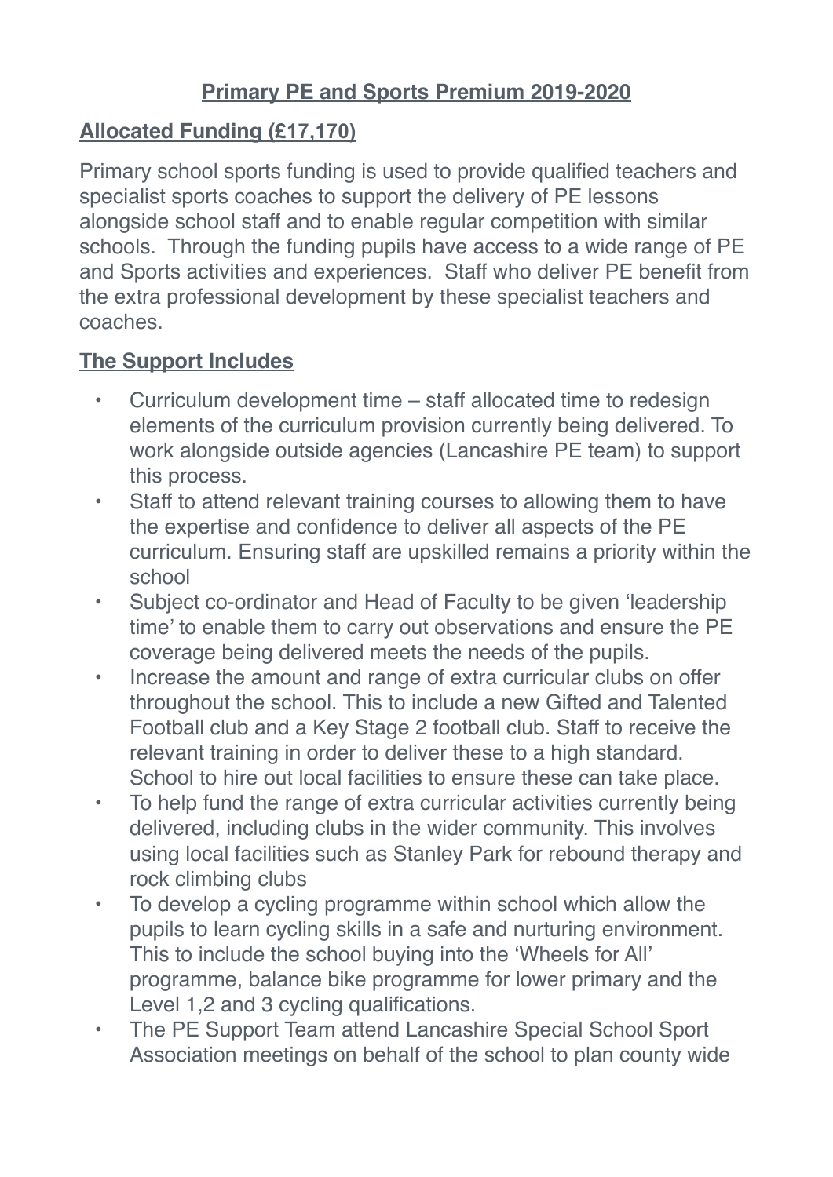# Primary PE and Sports Premium 2019-2020

## Allocated Funding (£17,170)

Primary school sports funding is used to provide qualified teachers and specialist sports coaches to support the delivery of PE lessons alongside school staff and to enable regular competition with similar schools. Through the funding pupils have access to a wide range of PE and Sports activities and experiences. Staff who deliver PE benefit from the extra professional development by these specialist teachers and coaches.

## The Support Includes

- Curriculum development time – staff allocated time to redesign elements of the curriculum provision currently being delivered. To work alongside outside agencies (Lancashire PE team) to support this process.
- Staff to attend relevant training courses to allowing them to have the expertise and confidence to deliver all aspects of the PE curriculum. Ensuring staff are upskilled remains a priority within the school
- Subject co-ordinator and Head of Faculty to be given 'leadership time' to enable them to carry out observations and ensure the PE coverage being delivered meets the needs of the pupils.
- Increase the amount and range of extra curricular clubs on offer throughout the school. This to include a new Gifted and Talented Football club and a Key Stage 2 football club. Staff to receive the relevant training in order to deliver these to a high standard. School to hire out local facilities to ensure these can take place.
- To help fund the range of extra curricular activities currently being delivered, including clubs in the wider community. This involves using local facilities such as Stanley Park for rebound therapy and rock climbing clubs
- To develop a cycling programme within school which allow the pupils to learn cycling skills in a safe and nurturing environment. This to include the school buying into the 'Wheels for All' programme, balance bike programme for lower primary and the Level 1,2 and 3 cycling qualifications.
- The PE Support Team attend Lancashire Special School Sport Association meetings on behalf of the school to plan county wide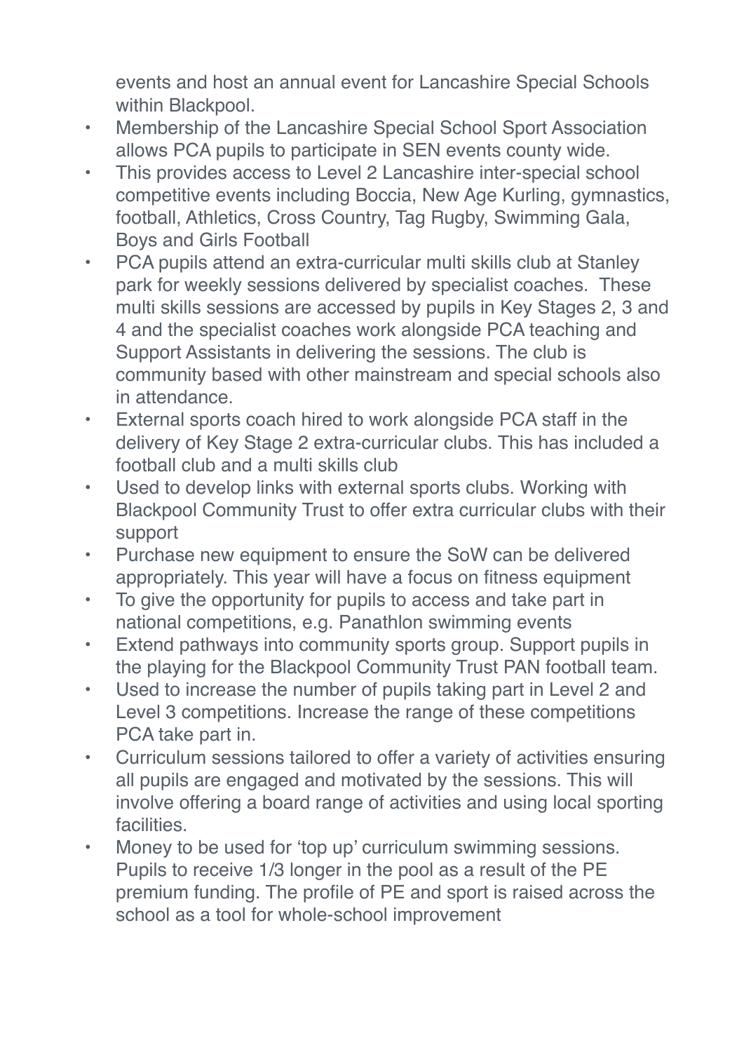events and host an annual event for Lancashire Special Schools within Blackpool.

- Membership of the Lancashire Special School Sport Association allows PCA pupils to participate in SEN events county wide.
- This provides access to Level 2 Lancashire inter-special school competitive events including Boccia, New Age Kurling, gymnastics, football, Athletics, Cross Country, Tag Rugby, Swimming Gala, Boys and Girls Football
- PCA pupils attend an extra-curricular multi skills club at Stanley park for weekly sessions delivered by specialist coaches. These multi skills sessions are accessed by pupils in Key Stages 2, 3 and 4 and the specialist coaches work alongside PCA teaching and Support Assistants in delivering the sessions. The club is community based with other mainstream and special schools also in attendance.
- External sports coach hired to work alongside PCA staff in the delivery of Key Stage 2 extra-curricular clubs. This has included a football club and a multi skills club
- Used to develop links with external sports clubs. Working with Blackpool Community Trust to offer extra curricular clubs with their support
- Purchase new equipment to ensure the SoW can be delivered appropriately. This year will have a focus on fitness equipment
- To give the opportunity for pupils to access and take part in national competitions, e.g. Panathlon swimming events
- Extend pathways into community sports group. Support pupils in the playing for the Blackpool Community Trust PAN football team.
- Used to increase the number of pupils taking part in Level 2 and Level 3 competitions. Increase the range of these competitions PCA take part in.
- Curriculum sessions tailored to offer a variety of activities ensuring all pupils are engaged and motivated by the sessions. This will involve offering a board range of activities and using local sporting facilities.
- Money to be used for 'top up' curriculum swimming sessions. Pupils to receive 1/3 longer in the pool as a result of the PE premium funding. The profile of PE and sport is raised across the school as a tool for whole-school improvement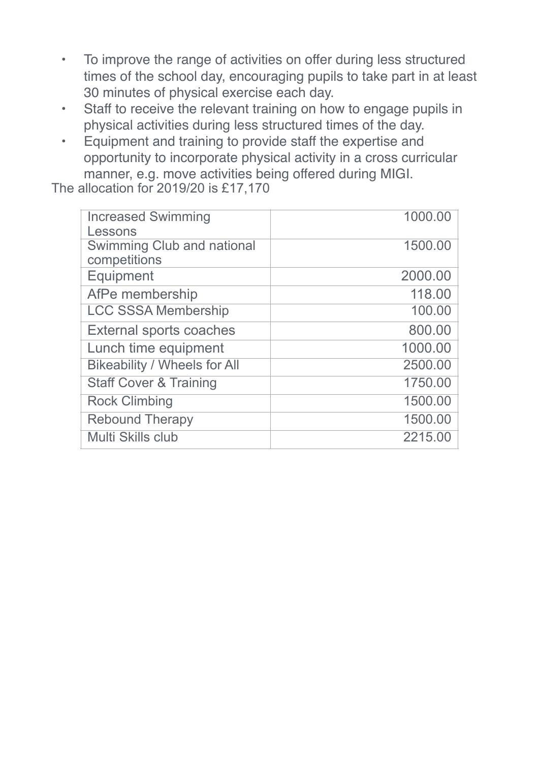- To improve the range of activities on offer during less structured times of the school day, encouraging pupils to take part in at least 30 minutes of physical exercise each day.
- Staff to receive the relevant training on how to engage pupils in physical activities during less structured times of the day.
- Equipment and training to provide staff the expertise and opportunity to incorporate physical activity in a cross curricular manner, e.g. move activities being offered during MIGI.

The allocation for 2019/20 is £17,170

| | |
|---|---|
| Increased Swimming Lessons | 1000.00 |
| Swimming Club and national competitions | 1500.00 |
| Equipment | 2000.00 |
| AfPe membership | 118.00 |
| LCC SSSA Membership | 100.00 |
| External sports coaches | 800.00 |
| Lunch time equipment | 1000.00 |
| Bikeability / Wheels for All | 2500.00 |
| Staff Cover & Training | 1750.00 |
| Rock Climbing | 1500.00 |
| Rebound Therapy | 1500.00 |
| Multi Skills club | 2215.00 |